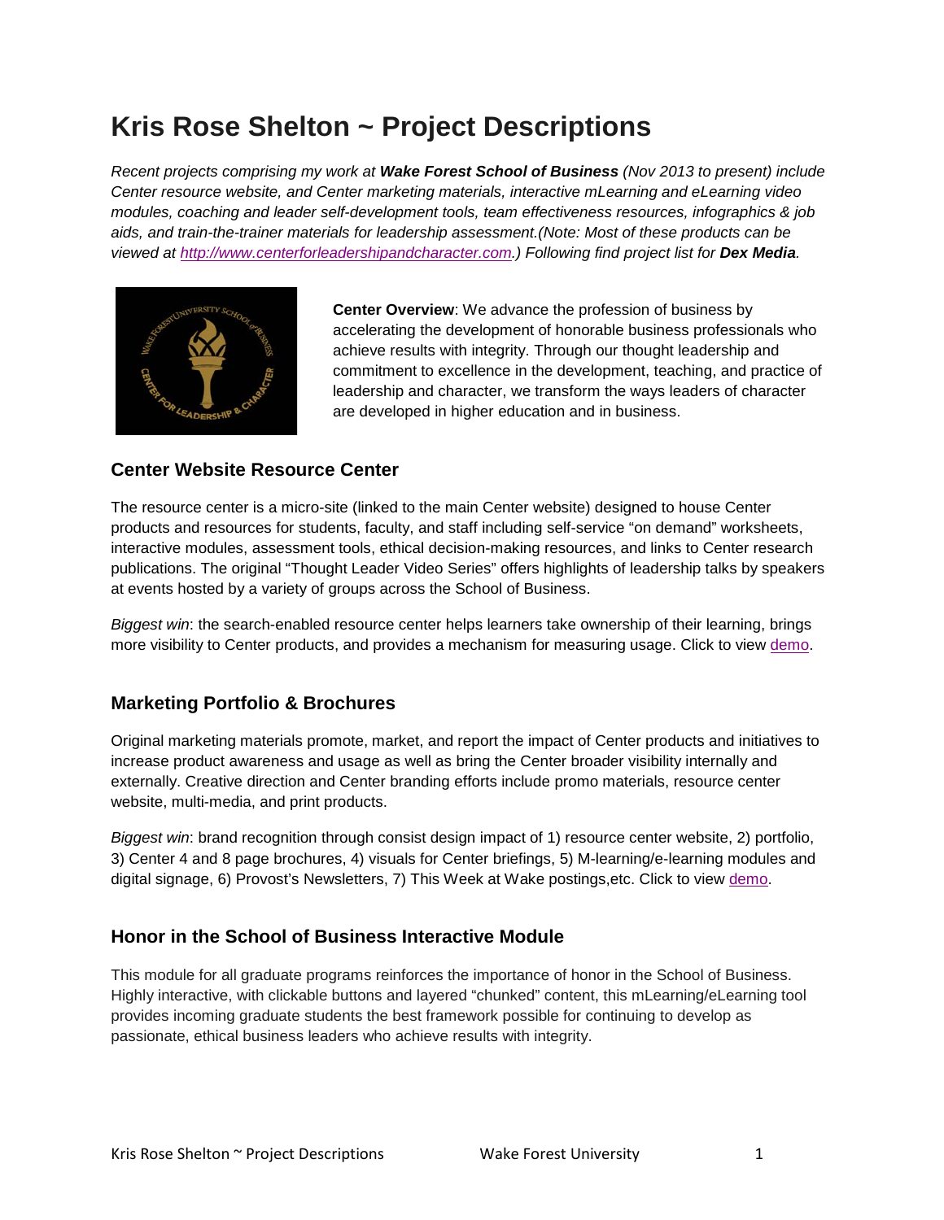# Kris Rose Shelton ~ Project Descriptions

*Recent projects comprising my work at **Wake Forest School of Business** (Nov 2013 to present) include Center resource website, and Center marketing materials, interactive mLearning and eLearning video modules, coaching and leader self-development tools, team effectiveness resources, infographics & job aids, and train-the-trainer materials for leadership assessment.(Note: Most of these products can be viewed at [http://www.centerforleadershipandcharacter.com](http://www.centerforleadershipandcharacter.com).) Following find project list for **Dex Media**.*

**Center Overview**: We advance the profession of business by accelerating the development of honorable business professionals who achieve results with integrity. Through our thought leadership and commitment to excellence in the development, teaching, and practice of leadership and character, we transform the ways leaders of character are developed in higher education and in business.

## Center Website Resource Center

The resource center is a micro-site (linked to the main Center website) designed to house Center products and resources for students, faculty, and staff including self-service "on demand" worksheets, interactive modules, assessment tools, ethical decision-making resources, and links to Center research publications. The original "Thought Leader Video Series" offers highlights of leadership talks by speakers at events hosted by a variety of groups across the School of Business.

*Biggest win*: the search-enabled resource center helps learners take ownership of their learning, brings more visibility to Center products, and provides a mechanism for measuring usage. Click to view demo.

## Marketing Portfolio & Brochures

Original marketing materials promote, market, and report the impact of Center products and initiatives to increase product awareness and usage as well as bring the Center broader visibility internally and externally. Creative direction and Center branding efforts include promo materials, resource center website, multi-media, and print products.

*Biggest win*: brand recognition through consist design impact of 1) resource center website, 2) portfolio, 3) Center 4 and 8 page brochures, 4) visuals for Center briefings, 5) M-learning/e-learning modules and digital signage, 6) Provost's Newsletters, 7) This Week at Wake postings,etc. Click to view demo.

## Honor in the School of Business Interactive Module

This module for all graduate programs reinforces the importance of honor in the School of Business. Highly interactive, with clickable buttons and layered "chunked" content, this mLearning/eLearning tool provides incoming graduate students the best framework possible for continuing to develop as passionate, ethical business leaders who achieve results with integrity.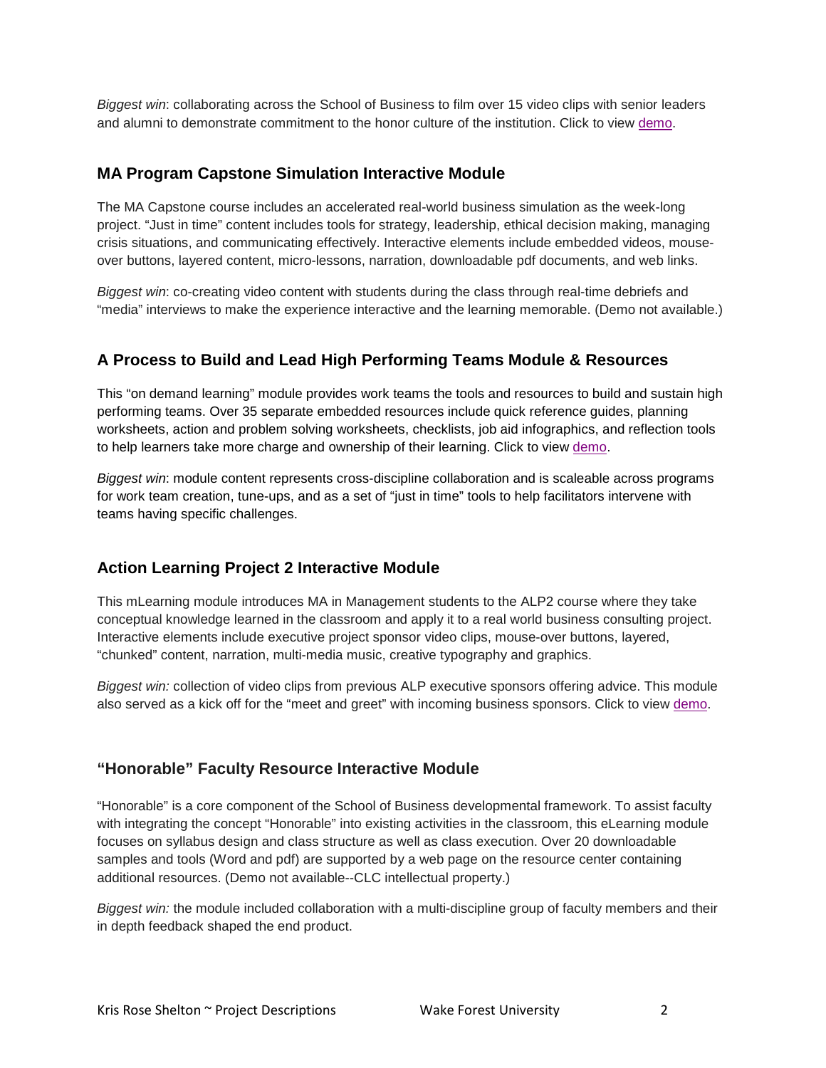*Biggest win*: collaborating across the School of Business to film over 15 video clips with senior leaders and alumni to demonstrate commitment to the honor culture of the institution. Click to view demo.

### MA Program Capstone Simulation Interactive Module

The MA Capstone course includes an accelerated real-world business simulation as the week-long project. "Just in time" content includes tools for strategy, leadership, ethical decision making, managing crisis situations, and communicating effectively. Interactive elements include embedded videos, mouse-over buttons, layered content, micro-lessons, narration, downloadable pdf documents, and web links.

*Biggest win*: co-creating video content with students during the class through real-time debriefs and "media" interviews to make the experience interactive and the learning memorable. (Demo not available.)

### A Process to Build and Lead High Performing Teams Module & Resources

This "on demand learning" module provides work teams the tools and resources to build and sustain high performing teams. Over 35 separate embedded resources include quick reference guides, planning worksheets, action and problem solving worksheets, checklists, job aid infographics, and reflection tools to help learners take more charge and ownership of their learning. Click to view demo.

*Biggest win*: module content represents cross-discipline collaboration and is scaleable across programs for work team creation, tune-ups, and as a set of "just in time" tools to help facilitators intervene with teams having specific challenges.

### Action Learning Project 2 Interactive Module

This mLearning module introduces MA in Management students to the ALP2 course where they take conceptual knowledge learned in the classroom and apply it to a real world business consulting project. Interactive elements include executive project sponsor video clips, mouse-over buttons, layered, "chunked" content, narration, multi-media music, creative typography and graphics.

*Biggest win:* collection of video clips from previous ALP executive sponsors offering advice. This module also served as a kick off for the "meet and greet" with incoming business sponsors. Click to view demo.

### "Honorable" Faculty Resource Interactive Module

"Honorable" is a core component of the School of Business developmental framework. To assist faculty with integrating the concept "Honorable" into existing activities in the classroom, this eLearning module focuses on syllabus design and class structure as well as class execution. Over 20 downloadable samples and tools (Word and pdf) are supported by a web page on the resource center containing additional resources. (Demo not available--CLC intellectual property.)

*Biggest win:* the module included collaboration with a multi-discipline group of faculty members and their in depth feedback shaped the end product.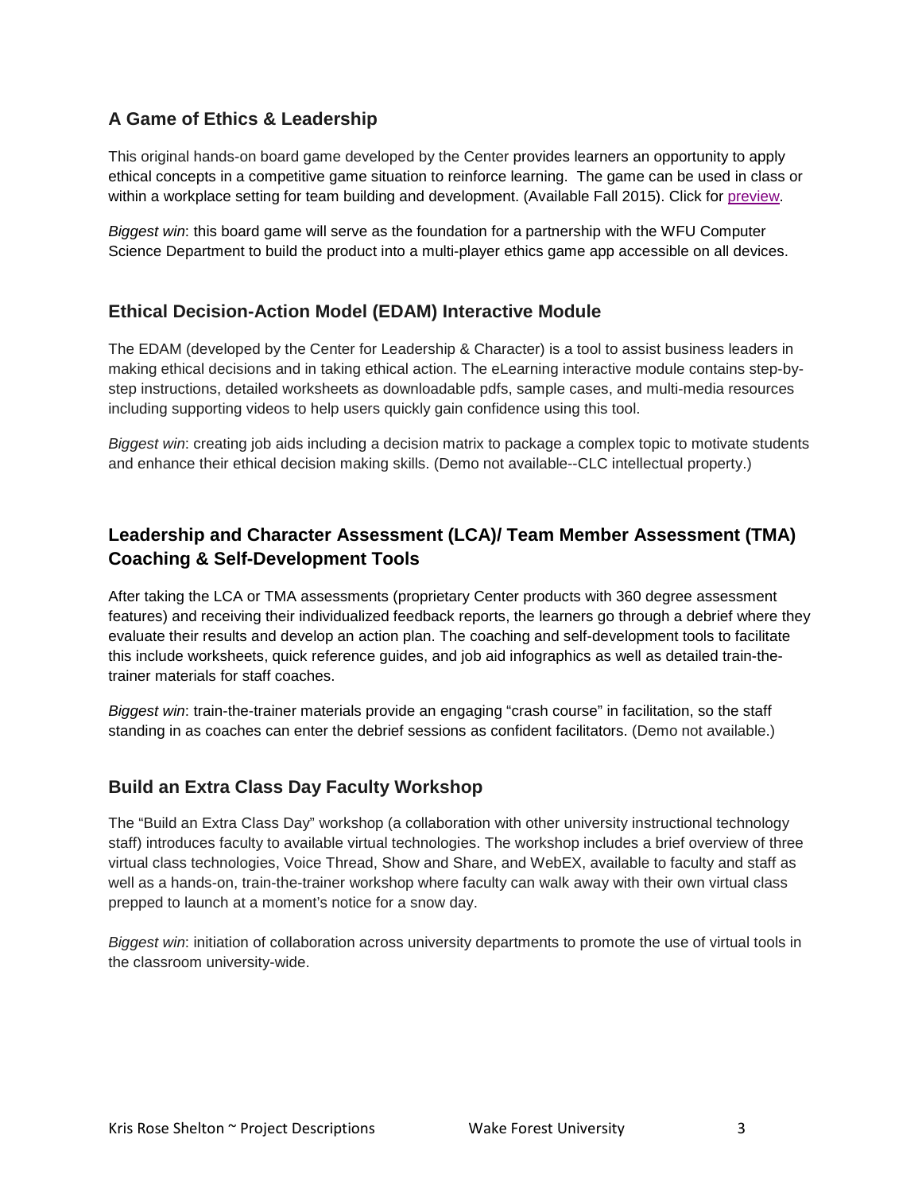## A Game of Ethics & Leadership

This original hands-on board game developed by the Center provides learners an opportunity to apply ethical concepts in a competitive game situation to reinforce learning. The game can be used in class or within a workplace setting for team building and development. (Available Fall 2015). Click for preview.

*Biggest win*: this board game will serve as the foundation for a partnership with the WFU Computer Science Department to build the product into a multi-player ethics game app accessible on all devices.

## Ethical Decision-Action Model (EDAM) Interactive Module

The EDAM (developed by the Center for Leadership & Character) is a tool to assist business leaders in making ethical decisions and in taking ethical action. The eLearning interactive module contains step-by-step instructions, detailed worksheets as downloadable pdfs, sample cases, and multi-media resources including supporting videos to help users quickly gain confidence using this tool.

*Biggest win*: creating job aids including a decision matrix to package a complex topic to motivate students and enhance their ethical decision making skills. (Demo not available--CLC intellectual property.)

## Leadership and Character Assessment (LCA)/ Team Member Assessment (TMA) Coaching & Self-Development Tools

After taking the LCA or TMA assessments (proprietary Center products with 360 degree assessment features) and receiving their individualized feedback reports, the learners go through a debrief where they evaluate their results and develop an action plan. The coaching and self-development tools to facilitate this include worksheets, quick reference guides, and job aid infographics as well as detailed train-the-trainer materials for staff coaches.

*Biggest win*: train-the-trainer materials provide an engaging "crash course" in facilitation, so the staff standing in as coaches can enter the debrief sessions as confident facilitators. (Demo not available.)

## Build an Extra Class Day Faculty Workshop

The "Build an Extra Class Day" workshop (a collaboration with other university instructional technology staff) introduces faculty to available virtual technologies. The workshop includes a brief overview of three virtual class technologies, Voice Thread, Show and Share, and WebEX, available to faculty and staff as well as a hands-on, train-the-trainer workshop where faculty can walk away with their own virtual class prepped to launch at a moment's notice for a snow day.

*Biggest win*: initiation of collaboration across university departments to promote the use of virtual tools in the classroom university-wide.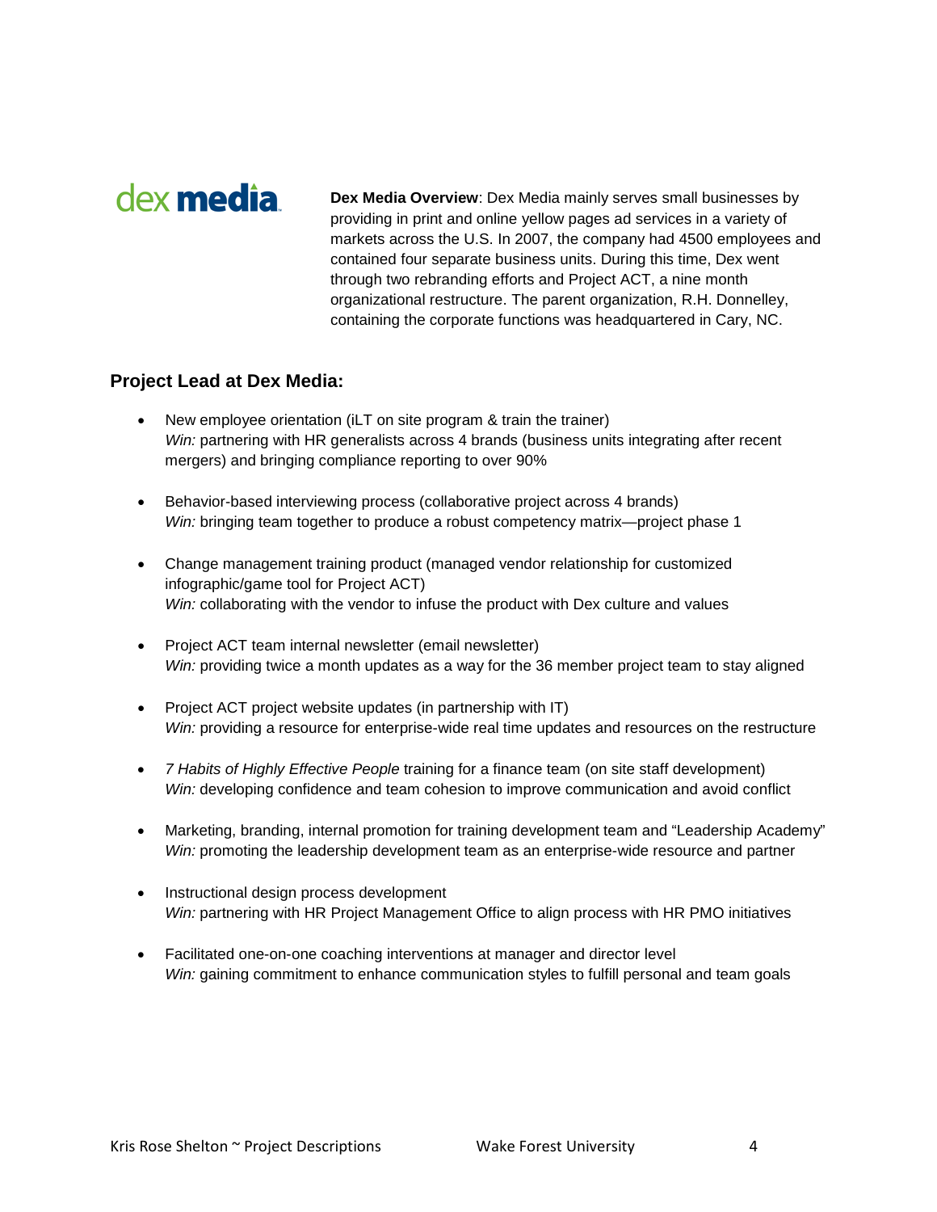dex media

**Dex Media Overview**: Dex Media mainly serves small businesses by providing in print and online yellow pages ad services in a variety of markets across the U.S. In 2007, the company had 4500 employees and contained four separate business units. During this time, Dex went through two rebranding efforts and Project ACT, a nine month organizational restructure. The parent organization, R.H. Donnelley, containing the corporate functions was headquartered in Cary, NC.

### Project Lead at Dex Media:

- New employee orientation (iLT on site program & train the trainer)
  *Win:* partnering with HR generalists across 4 brands (business units integrating after recent mergers) and bringing compliance reporting to over 90%

- Behavior-based interviewing process (collaborative project across 4 brands)
  *Win:* bringing team together to produce a robust competency matrix—project phase 1

- Change management training product (managed vendor relationship for customized infographic/game tool for Project ACT)
  *Win:* collaborating with the vendor to infuse the product with Dex culture and values

- Project ACT team internal newsletter (email newsletter)
  *Win:* providing twice a month updates as a way for the 36 member project team to stay aligned

- Project ACT project website updates (in partnership with IT)
  *Win:* providing a resource for enterprise-wide real time updates and resources on the restructure

- *7 Habits of Highly Effective People* training for a finance team (on site staff development)
  *Win:* developing confidence and team cohesion to improve communication and avoid conflict

- Marketing, branding, internal promotion for training development team and "Leadership Academy"
  *Win:* promoting the leadership development team as an enterprise-wide resource and partner

- Instructional design process development
  *Win:* partnering with HR Project Management Office to align process with HR PMO initiatives

- Facilitated one-on-one coaching interventions at manager and director level
  *Win:* gaining commitment to enhance communication styles to fulfill personal and team goals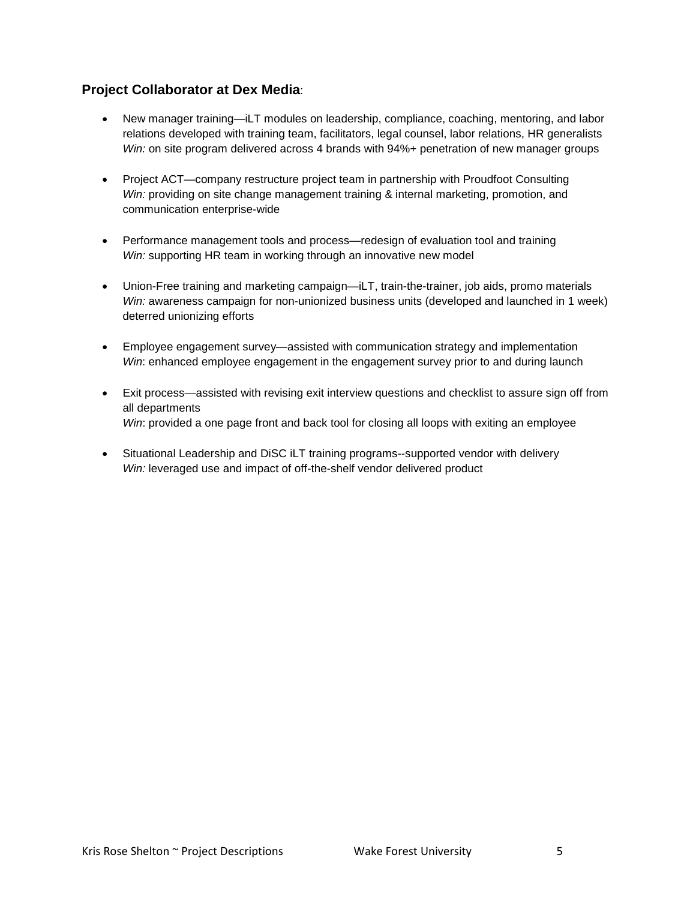### **Project Collaborator at Dex Media**:

- New manager training—iLT modules on leadership, compliance, coaching, mentoring, and labor relations developed with training team, facilitators, legal counsel, labor relations, HR generalists
  *Win:* on site program delivered across 4 brands with 94%+ penetration of new manager groups

- Project ACT—company restructure project team in partnership with Proudfoot Consulting
  *Win:* providing on site change management training & internal marketing, promotion, and communication enterprise-wide

- Performance management tools and process—redesign of evaluation tool and training
  *Win:* supporting HR team in working through an innovative new model

- Union-Free training and marketing campaign—iLT, train-the-trainer, job aids, promo materials
  *Win:* awareness campaign for non-unionized business units (developed and launched in 1 week) deterred unionizing efforts

- Employee engagement survey—assisted with communication strategy and implementation
  *Win*: enhanced employee engagement in the engagement survey prior to and during launch

- Exit process—assisted with revising exit interview questions and checklist to assure sign off from all departments
  *Win*: provided a one page front and back tool for closing all loops with exiting an employee

- Situational Leadership and DiSC iLT training programs--supported vendor with delivery
  *Win:* leveraged use and impact of off-the-shelf vendor delivered product